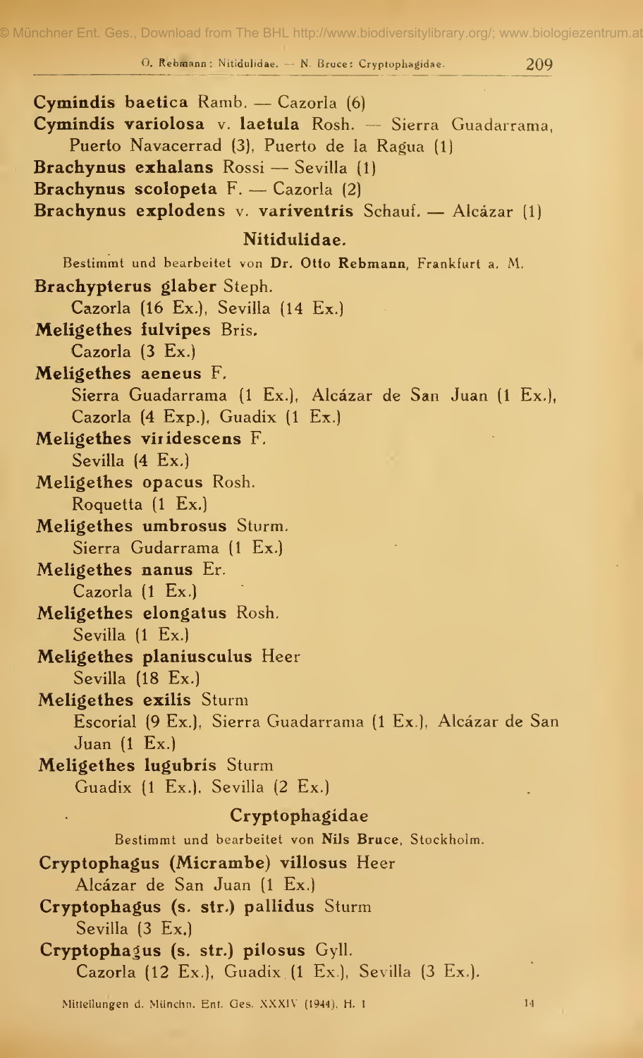**Cymindis baetica** Ramb. — Cazorla (6)
**Cymindis variolosa** v. **laetula** Rosh. — Sierra Guadarrama, Puerto Navacerrad (3), Puerto de la Ragua (1)
**Brachynus exhalans** Rossi — Sevilla (1)
**Brachynus scolopeta** F. — Cazorla (2)
**Brachynus explodens** v. **variventris** Schauf. — Alcázar (1)

## Nitidulidae.

Bestimmt und bearbeitet von **Dr. Otto Rebmann**, Frankfurt a. M.

**Brachypterus glaber** Steph.
Cazorla (16 Ex.), Sevilla (14 Ex.)

**Meligethes fulvipes** Bris.
Cazorla (3 Ex.)

**Meligethes aeneus** F.
Sierra Guadarrama (1 Ex.), Alcázar de San Juan (1 Ex.), Cazorla (4 Exp.), Guadix (1 Ex.)

**Meligethes viridescens** F.
Sevilla (4 Ex.)

**Meligethes opacus** Rosh.
Roquetta (1 Ex.)

**Meligethes umbrosus** Sturm.
Sierra Gudarrama (1 Ex.)

**Meligethes nanus** Er.
Cazorla (1 Ex.)

**Meligethes elongatus** Rosh.
Sevilla (1 Ex.)

**Meligethes planiusculus** Heer
Sevilla (18 Ex.)

**Meligethes exilis** Sturm
Escorial (9 Ex.), Sierra Guadarrama (1 Ex.), Alcázar de San Juan (1 Ex.)

**Meligethes lugubris** Sturm
Guadix (1 Ex.), Sevilla (2 Ex.)

## Cryptophagidae

Bestimmt und bearbeitet von **Nils Bruce**, Stockholm.

**Cryptophagus (Micrambe) villosus** Heer
Alcázar de San Juan (1 Ex.)

**Cryptophagus (s. str.) pallidus** Sturm
Sevilla (3 Ex.)

**Cryptophagus (s. str.) pilosus** Gyll.
Cazorla (12 Ex.), Guadix (1 Ex.), Sevilla (3 Ex.).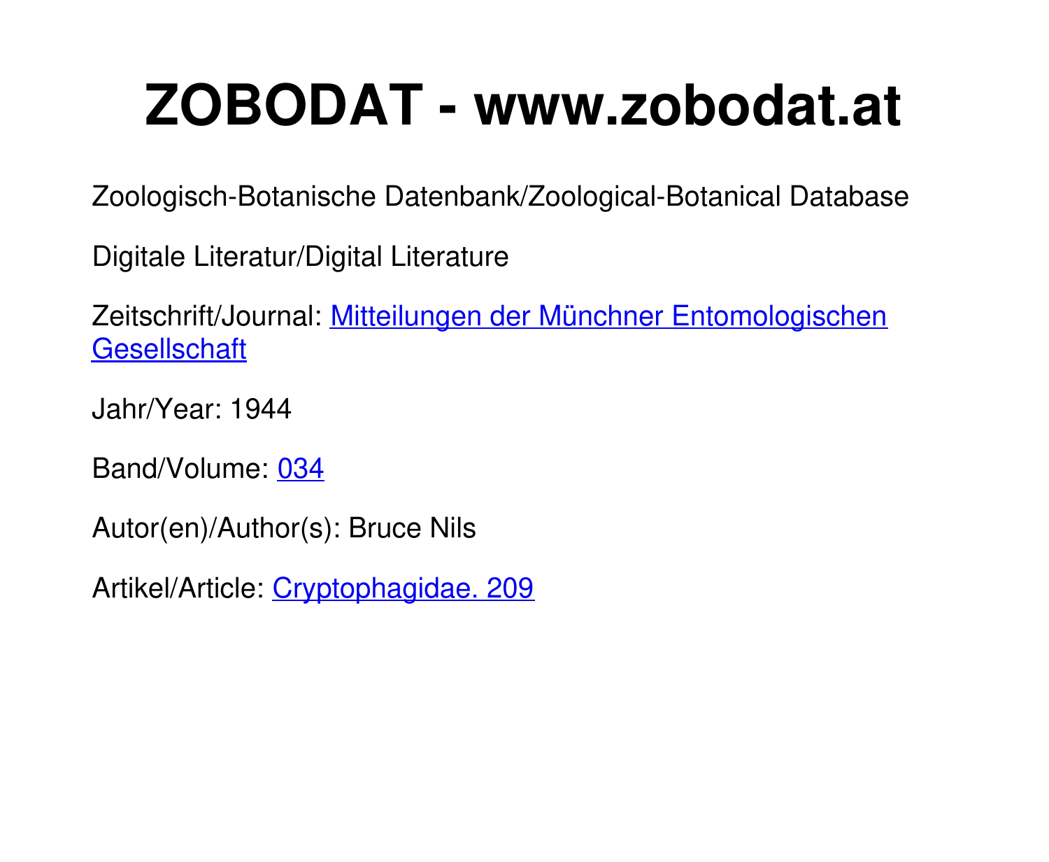# ZOBODAT - www.zobodat.at

Zoologisch-Botanische Datenbank/Zoological-Botanical Database

Digitale Literatur/Digital Literature

Zeitschrift/Journal: Mitteilungen der Münchner Entomologischen Gesellschaft

Jahr/Year: 1944

Band/Volume: 034

Autor(en)/Author(s): Bruce Nils

Artikel/Article: Cryptophagidae. 209